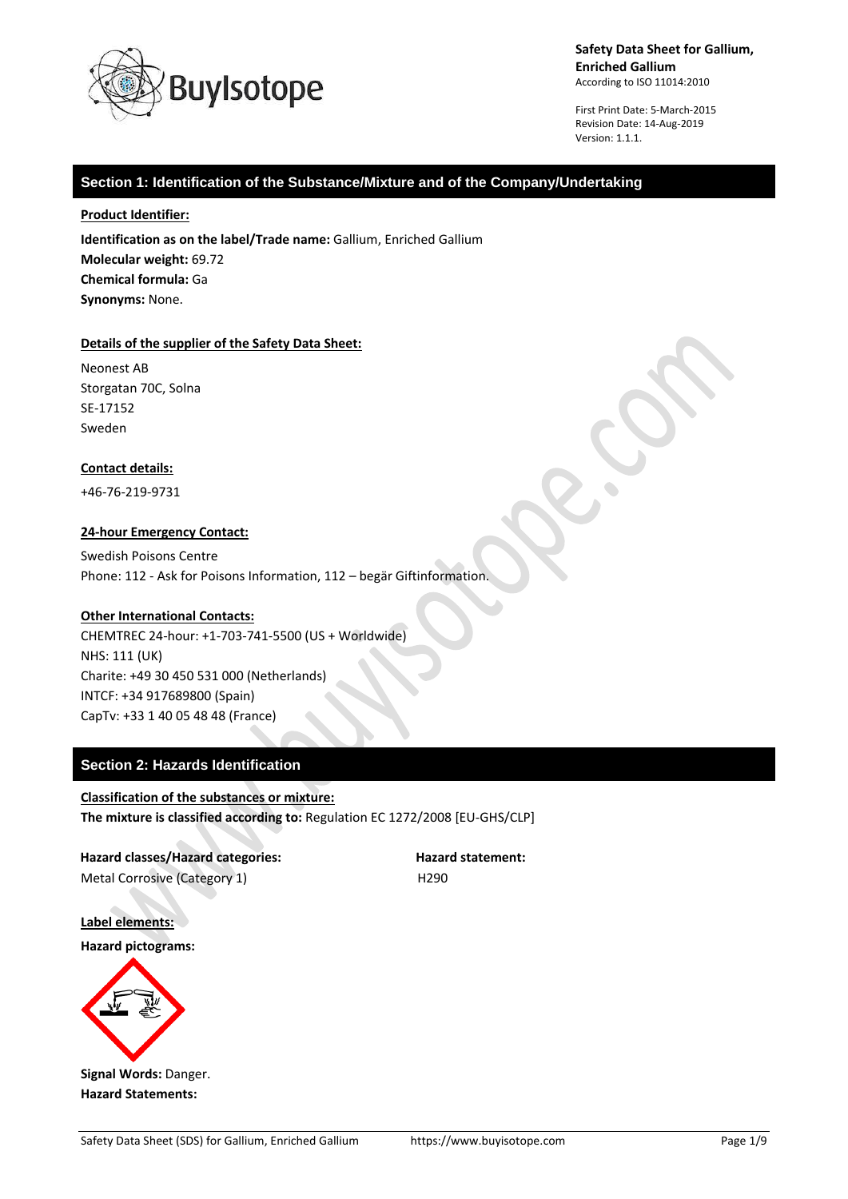**Safety Data Sheet for Gallium, Enriched Gallium**
According to ISO 11014:2010

First Print Date: 5-March-2015
Revision Date: 14-Aug-2019
Version: 1.1.1.

## Section 1: Identification of the Substance/Mixture and of the Company/Undertaking

**Product Identifier:**

**Identification as on the label/Trade name:** Gallium, Enriched Gallium
**Molecular weight:** 69.72
**Chemical formula:** Ga
**Synonyms:** None.

**Details of the supplier of the Safety Data Sheet:**

Neonest AB
Storgatan 70C, Solna
SE-17152
Sweden

**Contact details:**

+46-76-219-9731

**24-hour Emergency Contact:**

Swedish Poisons Centre
Phone: 112 - Ask for Poisons Information, 112 – begär Giftinformation.

**Other International Contacts:**

CHEMTREC 24-hour: +1-703-741-5500 (US + Worldwide)
NHS: 111 (UK)
Charite: +49 30 450 531 000 (Netherlands)
INTCF: +34 917689800 (Spain)
CapTv: +33 1 40 05 48 48 (France)

## Section 2: Hazards Identification

**Classification of the substances or mixture:**
**The mixture is classified according to:** Regulation EC 1272/2008 [EU-GHS/CLP]

| Hazard classes/Hazard categories: | Hazard statement: |
|---|---|
| Metal Corrosive (Category 1) | H290 |

**Label elements:**

**Hazard pictograms:**

**Signal Words:** Danger.
**Hazard Statements:**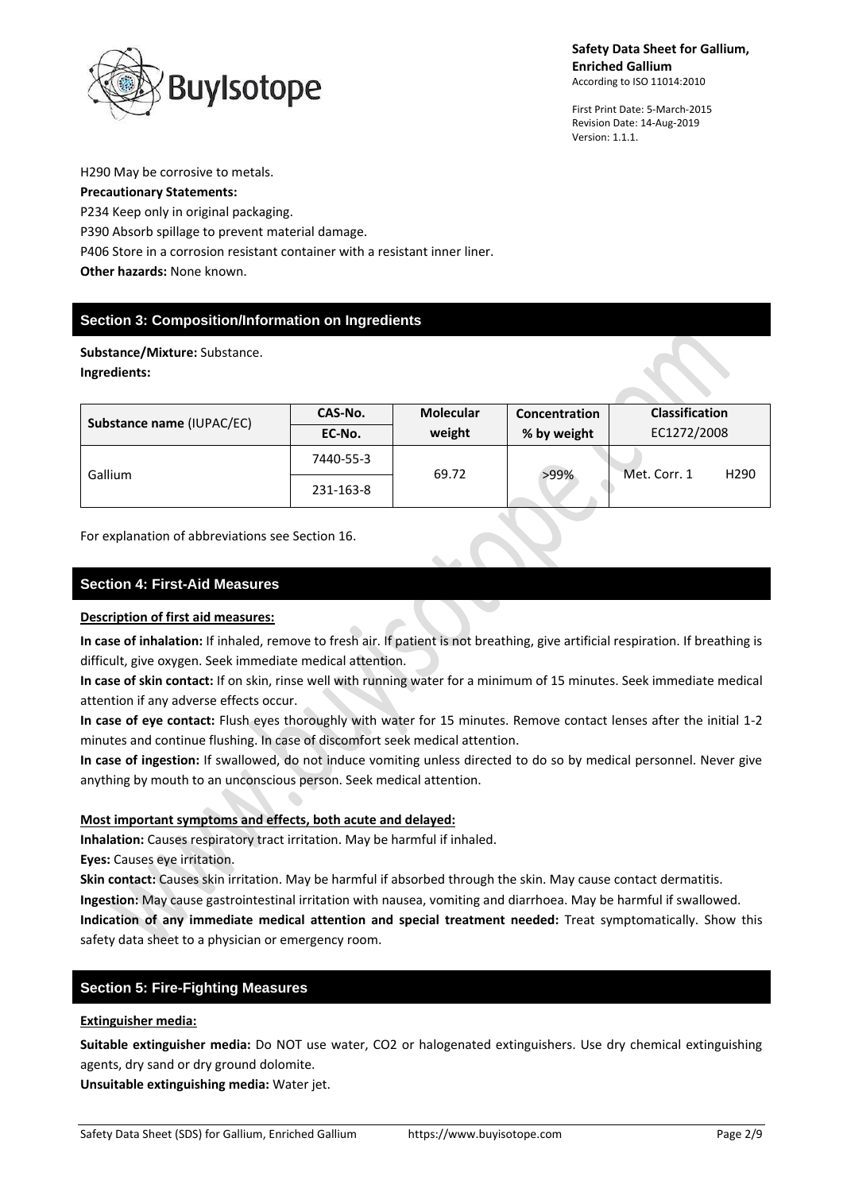H290 May be corrosive to metals.

**Precautionary Statements:**

P234 Keep only in original packaging.

P390 Absorb spillage to prevent material damage.

P406 Store in a corrosion resistant container with a resistant inner liner.

**Other hazards:** None known.

## Section 3: Composition/Information on Ingredients

**Substance/Mixture:** Substance.

**Ingredients:**

| Substance name (IUPAC/EC) | CAS-No. / EC-No. | Molecular weight | Concentration % by weight | Classification EC1272/2008 |
|---|---|---|---|---|
| Gallium | 7440-55-3 / 231-163-8 | 69.72 | >99% | Met. Corr. 1 H290 |

For explanation of abbreviations see Section 16.

## Section 4: First-Aid Measures

**Description of first aid measures:**

**In case of inhalation:** If inhaled, remove to fresh air. If patient is not breathing, give artificial respiration. If breathing is difficult, give oxygen. Seek immediate medical attention.

**In case of skin contact:** If on skin, rinse well with running water for a minimum of 15 minutes. Seek immediate medical attention if any adverse effects occur.

**In case of eye contact:** Flush eyes thoroughly with water for 15 minutes. Remove contact lenses after the initial 1-2 minutes and continue flushing. In case of discomfort seek medical attention.

**In case of ingestion:** If swallowed, do not induce vomiting unless directed to do so by medical personnel. Never give anything by mouth to an unconscious person. Seek medical attention.

**Most important symptoms and effects, both acute and delayed:**

**Inhalation:** Causes respiratory tract irritation. May be harmful if inhaled.

**Eyes:** Causes eye irritation.

**Skin contact:** Causes skin irritation. May be harmful if absorbed through the skin. May cause contact dermatitis.

**Ingestion:** May cause gastrointestinal irritation with nausea, vomiting and diarrhoea. May be harmful if swallowed.

**Indication of any immediate medical attention and special treatment needed:** Treat symptomatically. Show this safety data sheet to a physician or emergency room.

## Section 5: Fire-Fighting Measures

**Extinguisher media:**

**Suitable extinguisher media:** Do NOT use water, CO2 or halogenated extinguishers. Use dry chemical extinguishing agents, dry sand or dry ground dolomite.

**Unsuitable extinguishing media:** Water jet.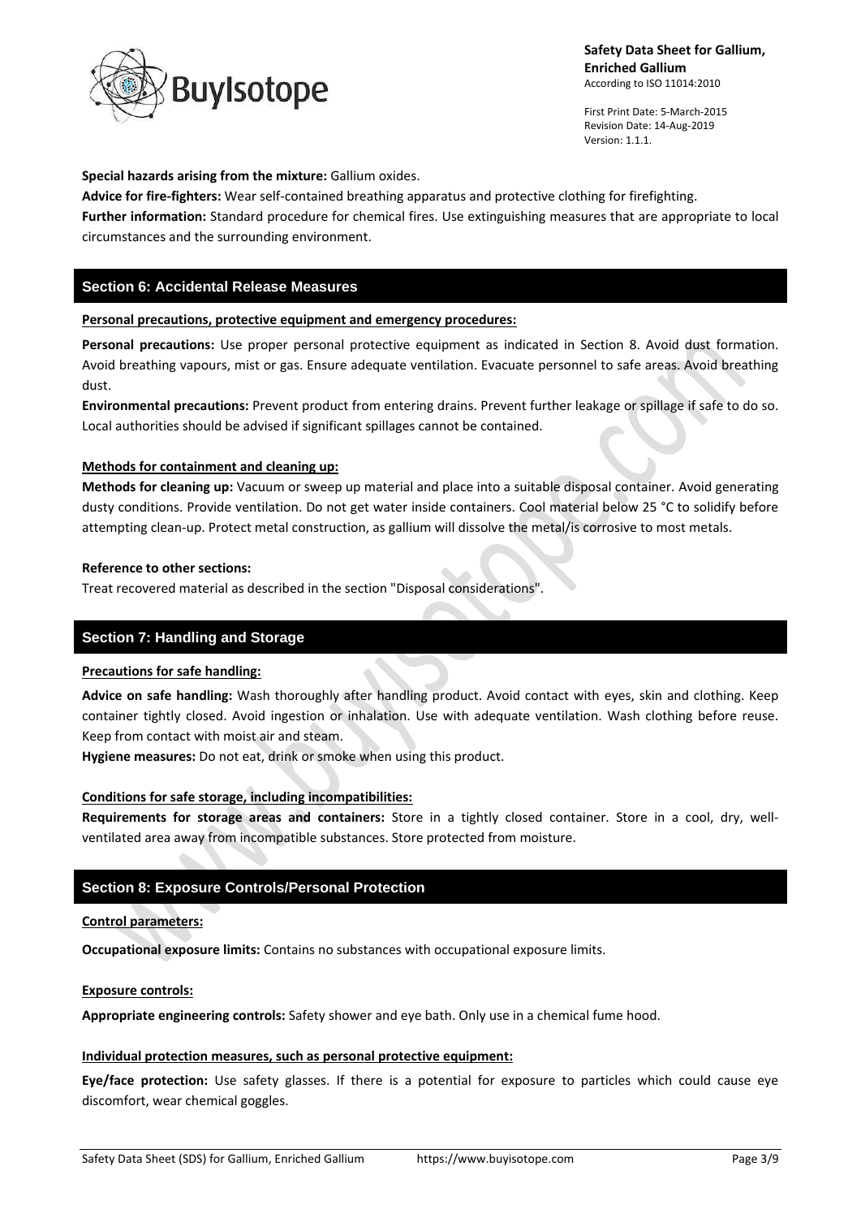**Special hazards arising from the mixture:** Gallium oxides.

**Advice for fire-fighters:** Wear self-contained breathing apparatus and protective clothing for firefighting.

**Further information:** Standard procedure for chemical fires. Use extinguishing measures that are appropriate to local circumstances and the surrounding environment.

## Section 6: Accidental Release Measures

### Personal precautions, protective equipment and emergency procedures:

**Personal precautions:** Use proper personal protective equipment as indicated in Section 8. Avoid dust formation. Avoid breathing vapours, mist or gas. Ensure adequate ventilation. Evacuate personnel to safe areas. Avoid breathing dust.

**Environmental precautions:** Prevent product from entering drains. Prevent further leakage or spillage if safe to do so. Local authorities should be advised if significant spillages cannot be contained.

### Methods for containment and cleaning up:

**Methods for cleaning up:** Vacuum or sweep up material and place into a suitable disposal container. Avoid generating dusty conditions. Provide ventilation. Do not get water inside containers. Cool material below 25 °C to solidify before attempting clean-up. Protect metal construction, as gallium will dissolve the metal/is corrosive to most metals.

### Reference to other sections:

Treat recovered material as described in the section "Disposal considerations".

## Section 7: Handling and Storage

### Precautions for safe handling:

**Advice on safe handling:** Wash thoroughly after handling product. Avoid contact with eyes, skin and clothing. Keep container tightly closed. Avoid ingestion or inhalation. Use with adequate ventilation. Wash clothing before reuse. Keep from contact with moist air and steam.

**Hygiene measures:** Do not eat, drink or smoke when using this product.

### Conditions for safe storage, including incompatibilities:

**Requirements for storage areas and containers:** Store in a tightly closed container. Store in a cool, dry, well-ventilated area away from incompatible substances. Store protected from moisture.

## Section 8: Exposure Controls/Personal Protection

### Control parameters:

**Occupational exposure limits:** Contains no substances with occupational exposure limits.

### Exposure controls:

**Appropriate engineering controls:** Safety shower and eye bath. Only use in a chemical fume hood.

### Individual protection measures, such as personal protective equipment:

**Eye/face protection:** Use safety glasses. If there is a potential for exposure to particles which could cause eye discomfort, wear chemical goggles.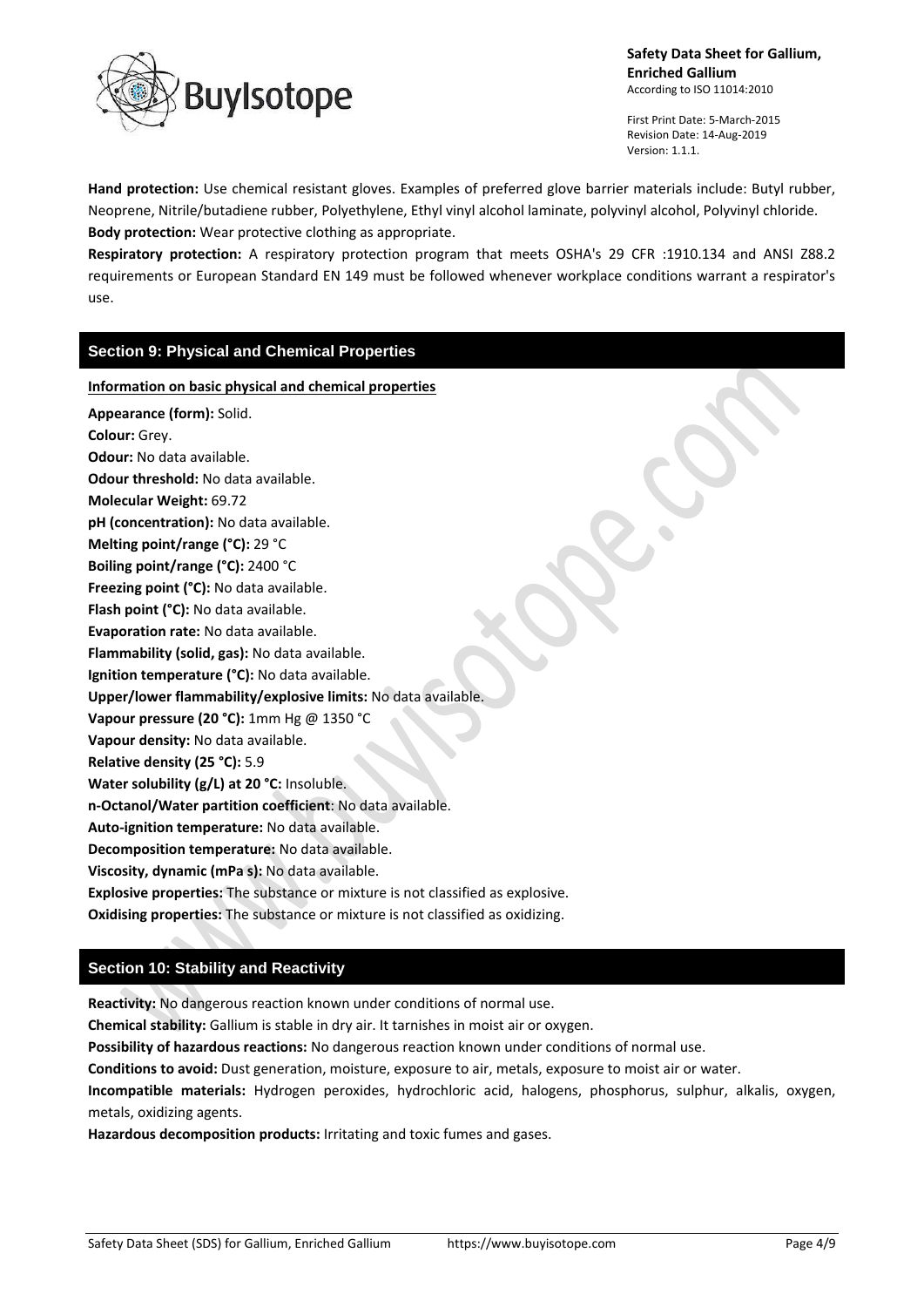**Hand protection:** Use chemical resistant gloves. Examples of preferred glove barrier materials include: Butyl rubber, Neoprene, Nitrile/butadiene rubber, Polyethylene, Ethyl vinyl alcohol laminate, polyvinyl alcohol, Polyvinyl chloride.
**Body protection:** Wear protective clothing as appropriate.
**Respiratory protection:** A respiratory protection program that meets OSHA's 29 CFR :1910.134 and ANSI Z88.2 requirements or European Standard EN 149 must be followed whenever workplace conditions warrant a respirator's use.

## Section 9: Physical and Chemical Properties

**Information on basic physical and chemical properties**

**Appearance (form):** Solid.
**Colour:** Grey.
**Odour:** No data available.
**Odour threshold:** No data available.
**Molecular Weight:** 69.72
**pH (concentration):** No data available.
**Melting point/range (°C):** 29 °C
**Boiling point/range (°C):** 2400 °C
**Freezing point (°C):** No data available.
**Flash point (°C):** No data available.
**Evaporation rate:** No data available.
**Flammability (solid, gas):** No data available.
**Ignition temperature (°C):** No data available.
**Upper/lower flammability/explosive limits:** No data available.
**Vapour pressure (20 °C):** 1mm Hg @ 1350 °C
**Vapour density:** No data available.
**Relative density (25 °C):** 5.9
**Water solubility (g/L) at 20 °C:** Insoluble.
**n-Octanol/Water partition coefficient**: No data available.
**Auto-ignition temperature:** No data available.
**Decomposition temperature:** No data available.
**Viscosity, dynamic (mPa s):** No data available.
**Explosive properties:** The substance or mixture is not classified as explosive.
**Oxidising properties:** The substance or mixture is not classified as oxidizing.

## Section 10: Stability and Reactivity

**Reactivity:** No dangerous reaction known under conditions of normal use.
**Chemical stability:** Gallium is stable in dry air. It tarnishes in moist air or oxygen.
**Possibility of hazardous reactions:** No dangerous reaction known under conditions of normal use.
**Conditions to avoid:** Dust generation, moisture, exposure to air, metals, exposure to moist air or water.
**Incompatible materials:** Hydrogen peroxides, hydrochloric acid, halogens, phosphorus, sulphur, alkalis, oxygen, metals, oxidizing agents.
**Hazardous decomposition products:** Irritating and toxic fumes and gases.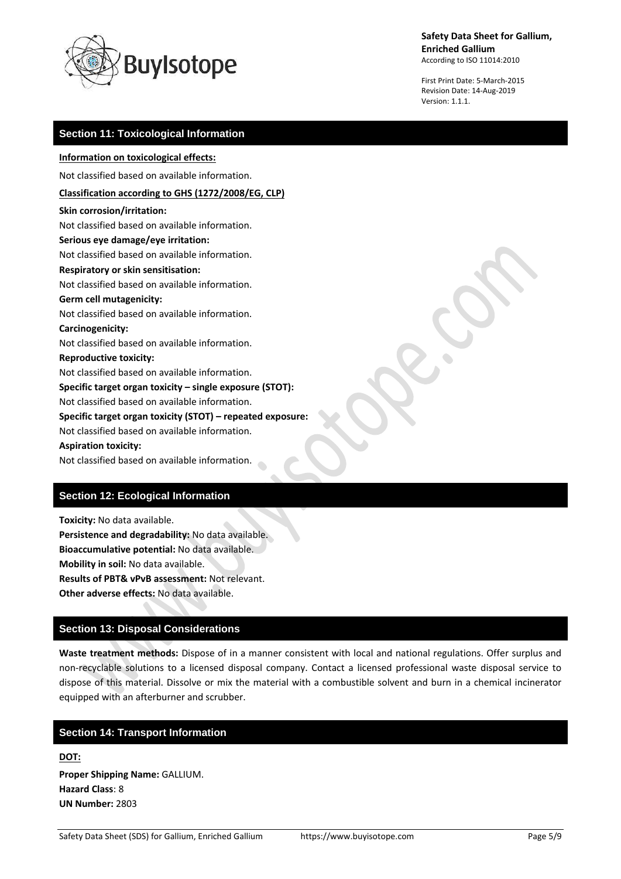## Section 11: Toxicological Information

**Information on toxicological effects:**

Not classified based on available information.

**Classification according to GHS (1272/2008/EG, CLP)**

**Skin corrosion/irritation:**
Not classified based on available information.

**Serious eye damage/eye irritation:**
Not classified based on available information.

**Respiratory or skin sensitisation:**
Not classified based on available information.

**Germ cell mutagenicity:**
Not classified based on available information.

**Carcinogenicity:**
Not classified based on available information.

**Reproductive toxicity:**
Not classified based on available information.

**Specific target organ toxicity – single exposure (STOT):**
Not classified based on available information.

**Specific target organ toxicity (STOT) – repeated exposure:**
Not classified based on available information.

**Aspiration toxicity:**
Not classified based on available information.

## Section 12: Ecological Information

**Toxicity:** No data available.
**Persistence and degradability:** No data available.
**Bioaccumulative potential:** No data available.
**Mobility in soil:** No data available.
**Results of PBT& vPvB assessment:** Not relevant.
**Other adverse effects:** No data available.

## Section 13: Disposal Considerations

**Waste treatment methods:** Dispose of in a manner consistent with local and national regulations. Offer surplus and non-recyclable solutions to a licensed disposal company. Contact a licensed professional waste disposal service to dispose of this material. Dissolve or mix the material with a combustible solvent and burn in a chemical incinerator equipped with an afterburner and scrubber.

## Section 14: Transport Information

**DOT:**

**Proper Shipping Name:** GALLIUM.
**Hazard Class**: 8
**UN Number:** 2803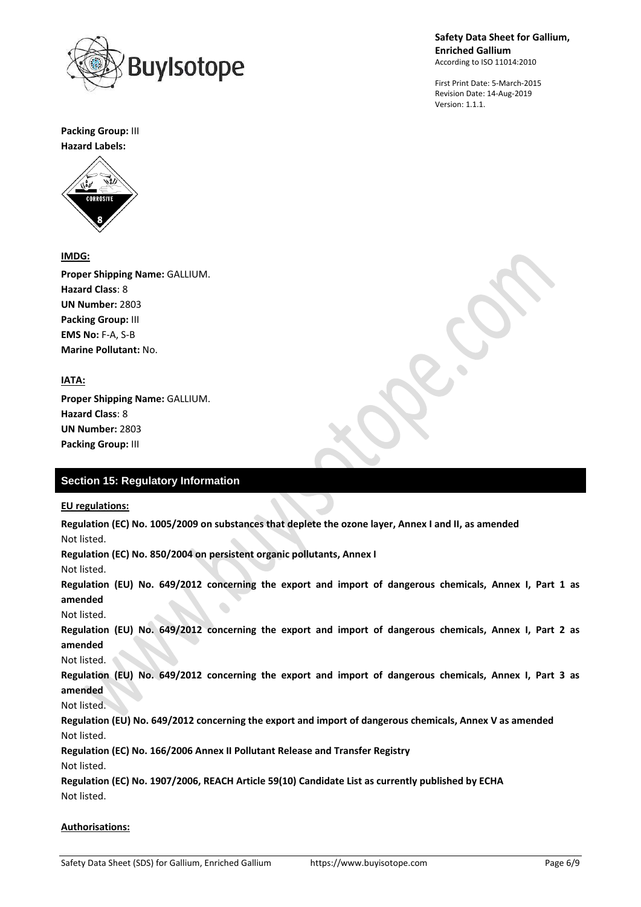**Packing Group:** III

**Hazard Labels:**

**IMDG:**

**Proper Shipping Name:** GALLIUM.

**Hazard Class**: 8

**UN Number:** 2803

**Packing Group:** III

**EMS No:** F-A, S-B

**Marine Pollutant:** No.

**IATA:**

**Proper Shipping Name:** GALLIUM.

**Hazard Class**: 8

**UN Number:** 2803

**Packing Group:** III

## Section 15: Regulatory Information

**EU regulations:**

**Regulation (EC) No. 1005/2009 on substances that deplete the ozone layer, Annex I and II, as amended**
Not listed.

**Regulation (EC) No. 850/2004 on persistent organic pollutants, Annex I**
Not listed.

**Regulation (EU) No. 649/2012 concerning the export and import of dangerous chemicals, Annex I, Part 1 as amended**
Not listed.

**Regulation (EU) No. 649/2012 concerning the export and import of dangerous chemicals, Annex I, Part 2 as amended**
Not listed.

**Regulation (EU) No. 649/2012 concerning the export and import of dangerous chemicals, Annex I, Part 3 as amended**
Not listed.

**Regulation (EU) No. 649/2012 concerning the export and import of dangerous chemicals, Annex V as amended**
Not listed.

**Regulation (EC) No. 166/2006 Annex II Pollutant Release and Transfer Registry**
Not listed.

**Regulation (EC) No. 1907/2006, REACH Article 59(10) Candidate List as currently published by ECHA**
Not listed.

**Authorisations:**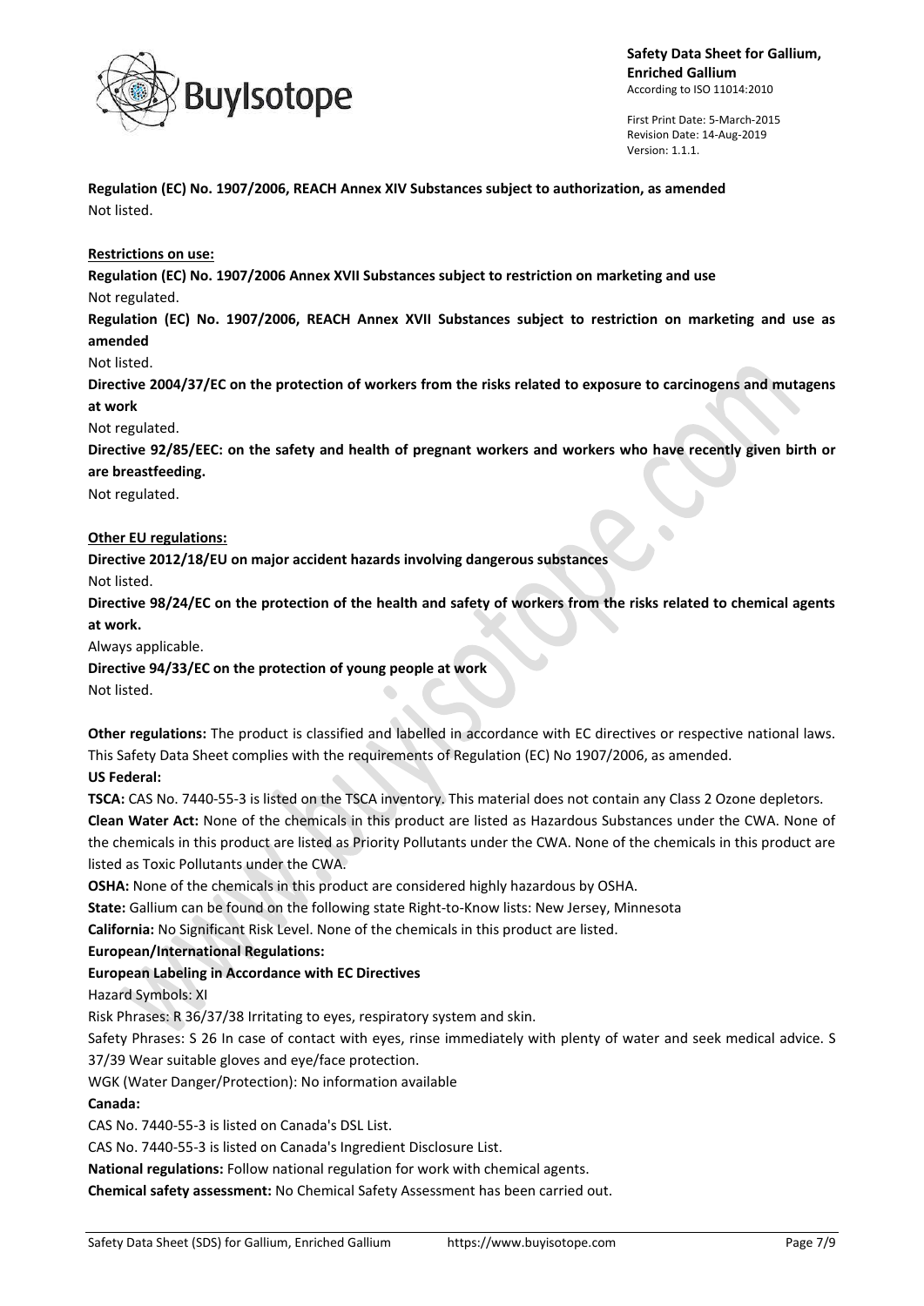**Regulation (EC) No. 1907/2006, REACH Annex XIV Substances subject to authorization, as amended**
Not listed.

**Restrictions on use:**

**Regulation (EC) No. 1907/2006 Annex XVII Substances subject to restriction on marketing and use**
Not regulated.

**Regulation (EC) No. 1907/2006, REACH Annex XVII Substances subject to restriction on marketing and use as amended**
Not listed.

**Directive 2004/37/EC on the protection of workers from the risks related to exposure to carcinogens and mutagens at work**
Not regulated.

**Directive 92/85/EEC: on the safety and health of pregnant workers and workers who have recently given birth or are breastfeeding.**
Not regulated.

**Other EU regulations:**

**Directive 2012/18/EU on major accident hazards involving dangerous substances**
Not listed.

**Directive 98/24/EC on the protection of the health and safety of workers from the risks related to chemical agents at work.**
Always applicable.

**Directive 94/33/EC on the protection of young people at work**
Not listed.

**Other regulations:** The product is classified and labelled in accordance with EC directives or respective national laws. This Safety Data Sheet complies with the requirements of Regulation (EC) No 1907/2006, as amended.

**US Federal:**

**TSCA:** CAS No. 7440-55-3 is listed on the TSCA inventory. This material does not contain any Class 2 Ozone depletors.

**Clean Water Act:** None of the chemicals in this product are listed as Hazardous Substances under the CWA. None of the chemicals in this product are listed as Priority Pollutants under the CWA. None of the chemicals in this product are listed as Toxic Pollutants under the CWA.

**OSHA:** None of the chemicals in this product are considered highly hazardous by OSHA.

**State:** Gallium can be found on the following state Right-to-Know lists: New Jersey, Minnesota

**California:** No Significant Risk Level. None of the chemicals in this product are listed.

**European/International Regulations:**

**European Labeling in Accordance with EC Directives**

Hazard Symbols: XI

Risk Phrases: R 36/37/38 Irritating to eyes, respiratory system and skin.

Safety Phrases: S 26 In case of contact with eyes, rinse immediately with plenty of water and seek medical advice. S 37/39 Wear suitable gloves and eye/face protection.

WGK (Water Danger/Protection): No information available

**Canada:**

CAS No. 7440-55-3 is listed on Canada's DSL List.

CAS No. 7440-55-3 is listed on Canada's Ingredient Disclosure List.

**National regulations:** Follow national regulation for work with chemical agents.

**Chemical safety assessment:** No Chemical Safety Assessment has been carried out.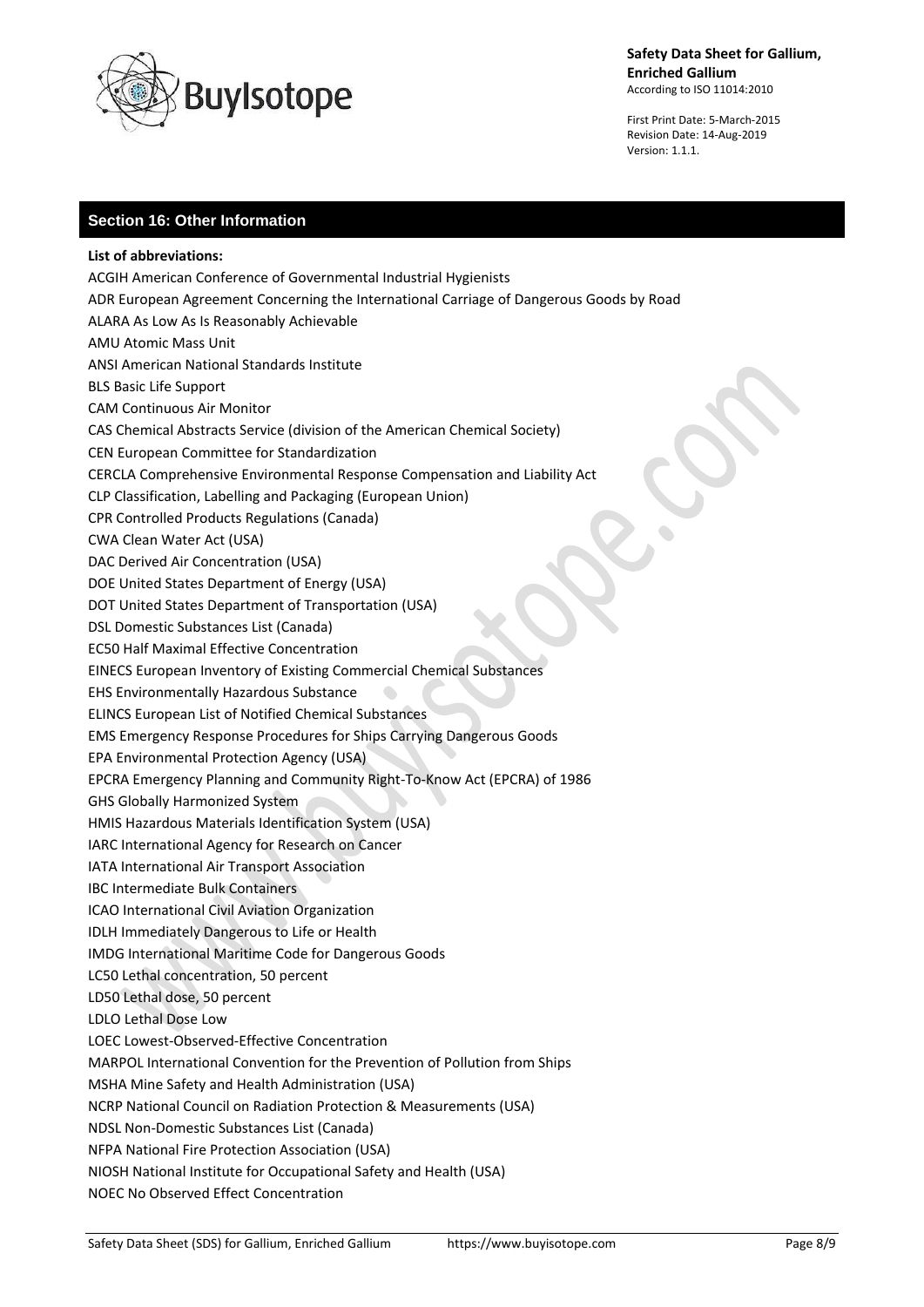## Section 16: Other Information

**List of abbreviations:**

ACGIH American Conference of Governmental Industrial Hygienists
ADR European Agreement Concerning the International Carriage of Dangerous Goods by Road
ALARA As Low As Is Reasonably Achievable
AMU Atomic Mass Unit
ANSI American National Standards Institute
BLS Basic Life Support
CAM Continuous Air Monitor
CAS Chemical Abstracts Service (division of the American Chemical Society)
CEN European Committee for Standardization
CERCLA Comprehensive Environmental Response Compensation and Liability Act
CLP Classification, Labelling and Packaging (European Union)
CPR Controlled Products Regulations (Canada)
CWA Clean Water Act (USA)
DAC Derived Air Concentration (USA)
DOE United States Department of Energy (USA)
DOT United States Department of Transportation (USA)
DSL Domestic Substances List (Canada)
EC50 Half Maximal Effective Concentration
EINECS European Inventory of Existing Commercial Chemical Substances
EHS Environmentally Hazardous Substance
ELINCS European List of Notified Chemical Substances
EMS Emergency Response Procedures for Ships Carrying Dangerous Goods
EPA Environmental Protection Agency (USA)
EPCRA Emergency Planning and Community Right-To-Know Act (EPCRA) of 1986
GHS Globally Harmonized System
HMIS Hazardous Materials Identification System (USA)
IARC International Agency for Research on Cancer
IATA International Air Transport Association
IBC Intermediate Bulk Containers
ICAO International Civil Aviation Organization
IDLH Immediately Dangerous to Life or Health
IMDG International Maritime Code for Dangerous Goods
LC50 Lethal concentration, 50 percent
LD50 Lethal dose, 50 percent
LDLO Lethal Dose Low
LOEC Lowest-Observed-Effective Concentration
MARPOL International Convention for the Prevention of Pollution from Ships
MSHA Mine Safety and Health Administration (USA)
NCRP National Council on Radiation Protection & Measurements (USA)
NDSL Non-Domestic Substances List (Canada)
NFPA National Fire Protection Association (USA)
NIOSH National Institute for Occupational Safety and Health (USA)
NOEC No Observed Effect Concentration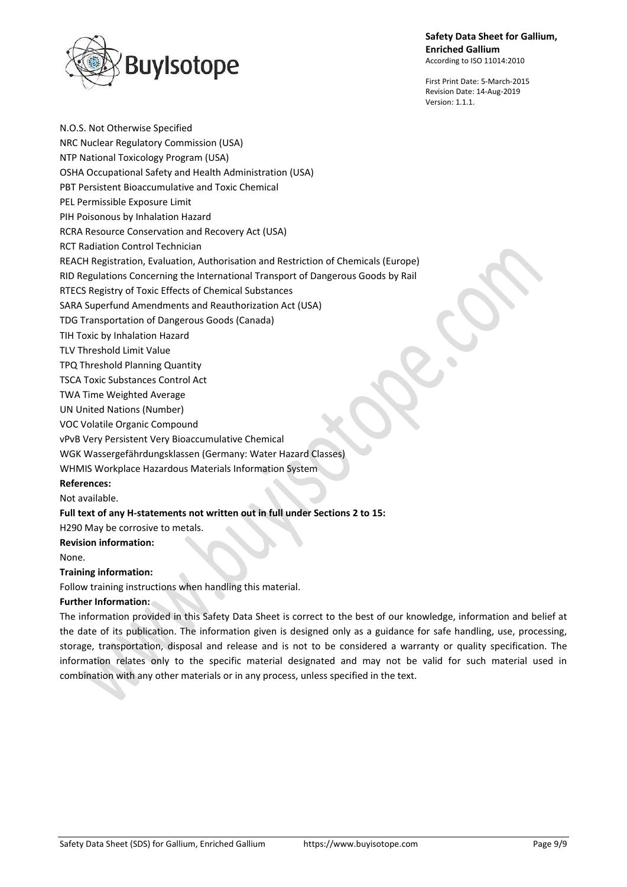N.O.S. Not Otherwise Specified
NRC Nuclear Regulatory Commission (USA)
NTP National Toxicology Program (USA)
OSHA Occupational Safety and Health Administration (USA)
PBT Persistent Bioaccumulative and Toxic Chemical
PEL Permissible Exposure Limit
PIH Poisonous by Inhalation Hazard
RCRA Resource Conservation and Recovery Act (USA)
RCT Radiation Control Technician
REACH Registration, Evaluation, Authorisation and Restriction of Chemicals (Europe)
RID Regulations Concerning the International Transport of Dangerous Goods by Rail
RTECS Registry of Toxic Effects of Chemical Substances
SARA Superfund Amendments and Reauthorization Act (USA)
TDG Transportation of Dangerous Goods (Canada)
TIH Toxic by Inhalation Hazard
TLV Threshold Limit Value
TPQ Threshold Planning Quantity
TSCA Toxic Substances Control Act
TWA Time Weighted Average
UN United Nations (Number)
VOC Volatile Organic Compound
vPvB Very Persistent Very Bioaccumulative Chemical
WGK Wassergefährdungsklassen (Germany: Water Hazard Classes)
WHMIS Workplace Hazardous Materials Information System

**References:**

Not available.

**Full text of any H-statements not written out in full under Sections 2 to 15:**

H290 May be corrosive to metals.

**Revision information:**

None.

**Training information:**

Follow training instructions when handling this material.

**Further Information:**

The information provided in this Safety Data Sheet is correct to the best of our knowledge, information and belief at the date of its publication. The information given is designed only as a guidance for safe handling, use, processing, storage, transportation, disposal and release and is not to be considered a warranty or quality specification. The information relates only to the specific material designated and may not be valid for such material used in combination with any other materials or in any process, unless specified in the text.